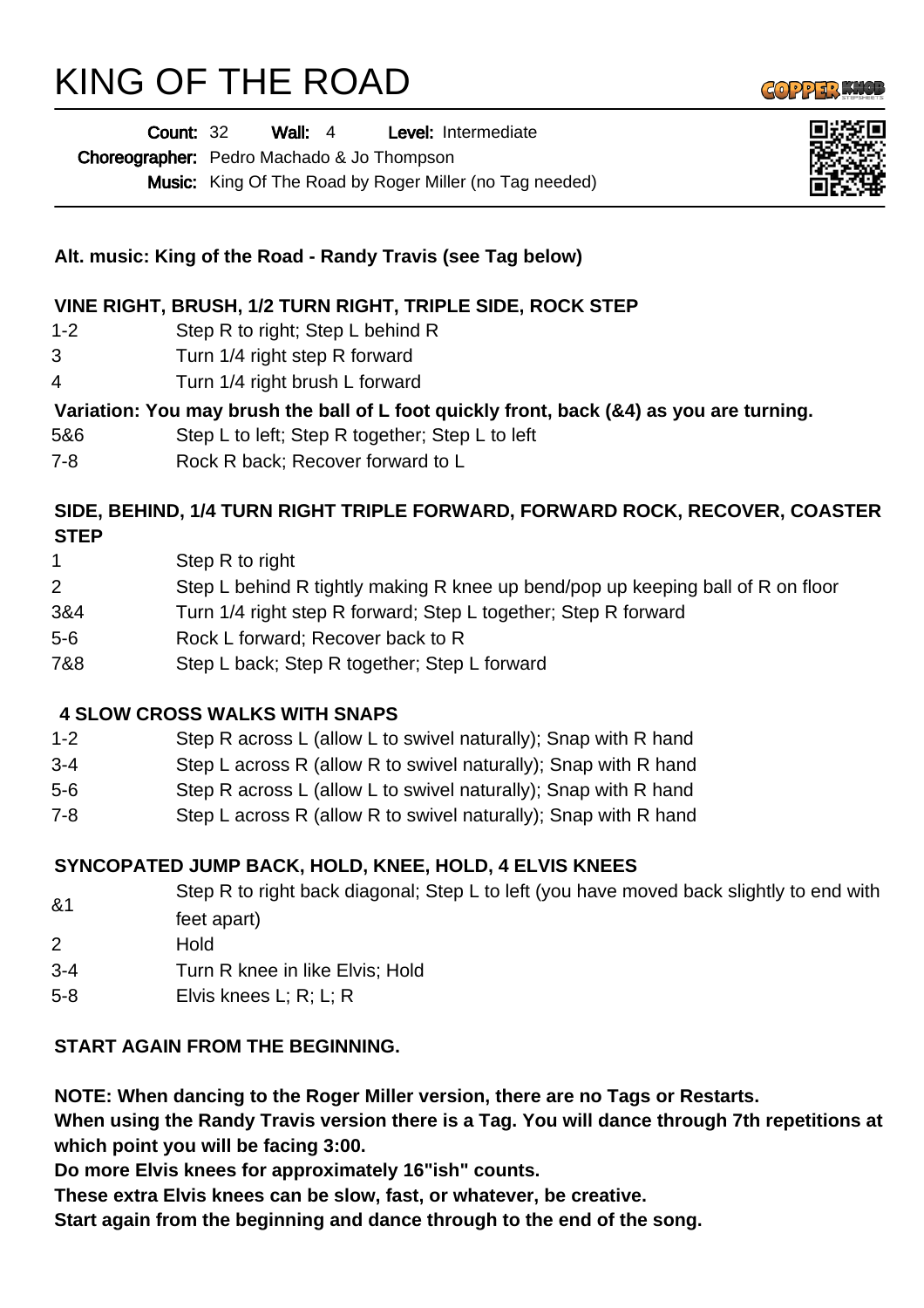# KING OF THE ROAD

**Count:** 32 **Wall:** 4 **Level:** Intermediate
**Choreographer:** Pedro Machado & Jo Thompson
**Music:** King Of The Road by Roger Miller (no Tag needed)

**Alt. music: King of the Road - Randy Travis (see Tag below)**

**VINE RIGHT, BRUSH, 1/2 TURN RIGHT, TRIPLE SIDE, ROCK STEP**

| | |
|---|---|
| 1-2 | Step R to right; Step L behind R |
| 3 | Turn 1/4 right step R forward |
| 4 | Turn 1/4 right brush L forward |

**Variation: You may brush the ball of L foot quickly front, back (&4) as you are turning.**

| | |
|---|---|
| 5&6 | Step L to left; Step R together; Step L to left |
| 7-8 | Rock R back; Recover forward to L |

**SIDE, BEHIND, 1/4 TURN RIGHT TRIPLE FORWARD, FORWARD ROCK, RECOVER, COASTER STEP**

| | |
|---|---|
| 1 | Step R to right |
| 2 | Step L behind R tightly making R knee up bend/pop up keeping ball of R on floor |
| 3&4 | Turn 1/4 right step R forward; Step L together; Step R forward |
| 5-6 | Rock L forward; Recover back to R |
| 7&8 | Step L back; Step R together; Step L forward |

**4 SLOW CROSS WALKS WITH SNAPS**

| | |
|---|---|
| 1-2 | Step R across L (allow L to swivel naturally); Snap with R hand |
| 3-4 | Step L across R (allow R to swivel naturally); Snap with R hand |
| 5-6 | Step R across L (allow L to swivel naturally); Snap with R hand |
| 7-8 | Step L across R (allow R to swivel naturally); Snap with R hand |

**SYNCOPATED JUMP BACK, HOLD, KNEE, HOLD, 4 ELVIS KNEES**

| | |
|---|---|
| &1 | Step R to right back diagonal; Step L to left (you have moved back slightly to end with feet apart) |
| 2 | Hold |
| 3-4 | Turn R knee in like Elvis; Hold |
| 5-8 | Elvis knees L; R; L; R |

**START AGAIN FROM THE BEGINNING.**

**NOTE: When dancing to the Roger Miller version, there are no Tags or Restarts.**
**When using the Randy Travis version there is a Tag. You will dance through 7th repetitions at which point you will be facing 3:00.**
**Do more Elvis knees for approximately 16"ish" counts.**
**These extra Elvis knees can be slow, fast, or whatever, be creative.**
**Start again from the beginning and dance through to the end of the song.**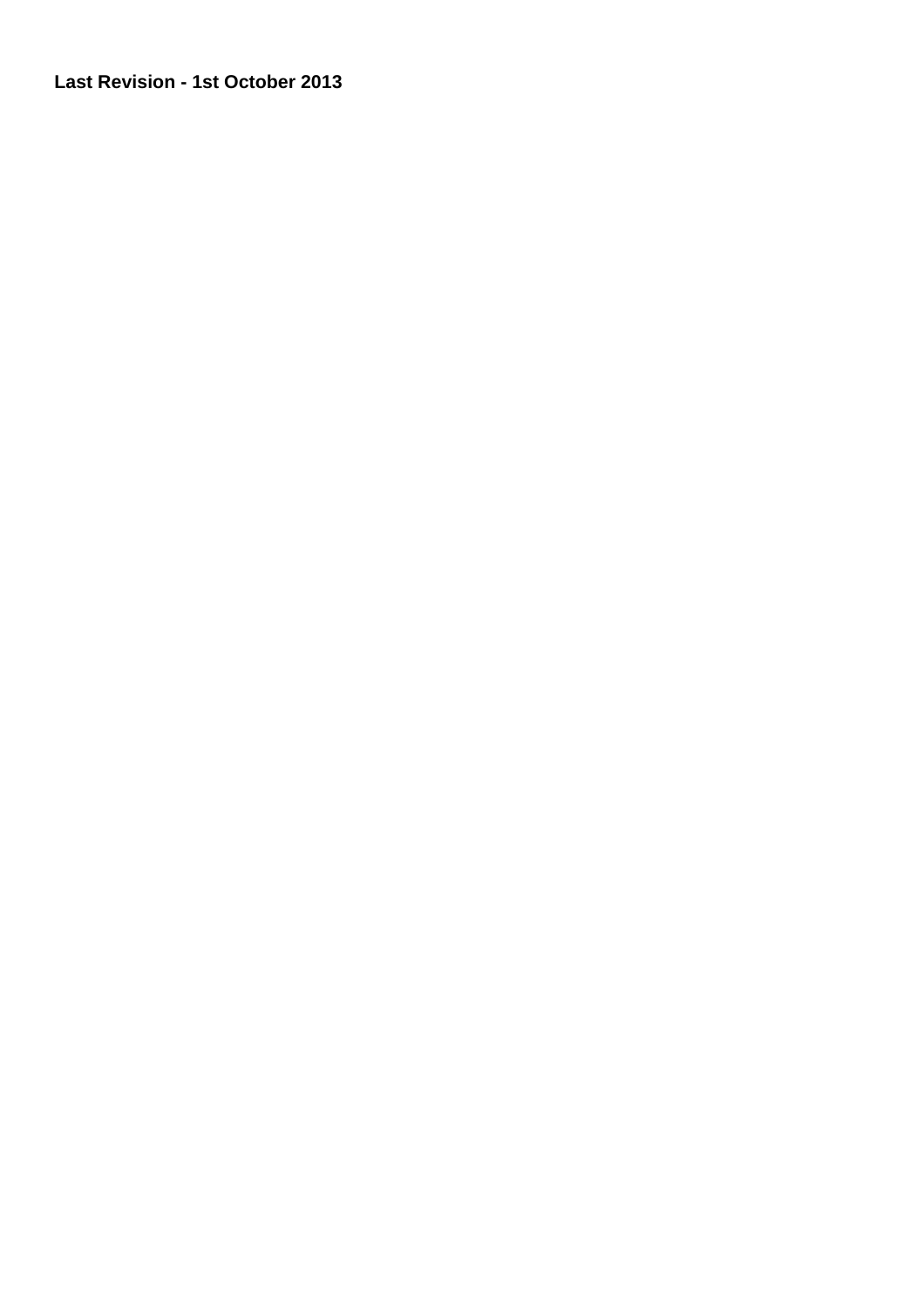**Last Revision - 1st October 2013**